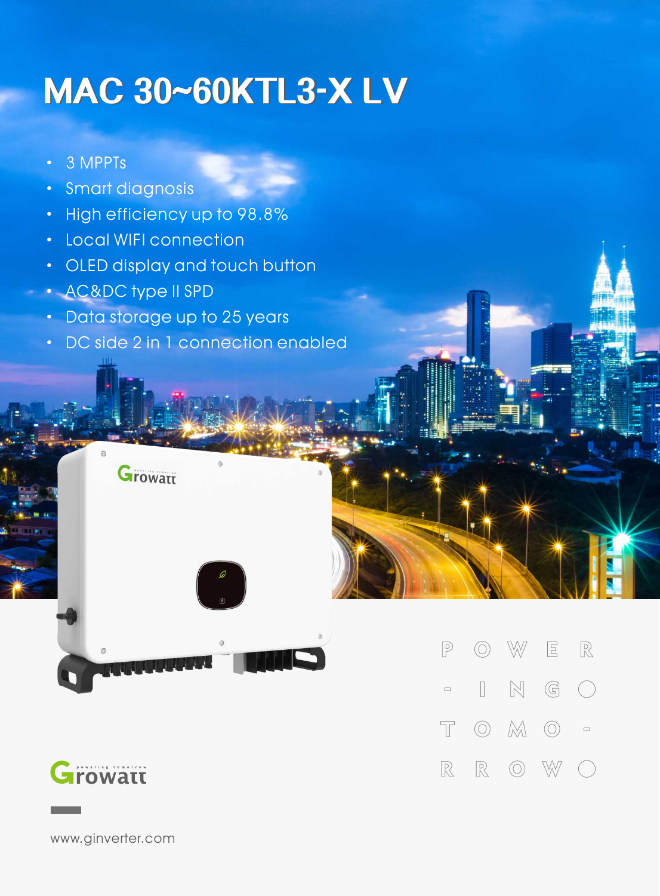# MAC 30~60KTL3-X LV

- 3 MPPTs
- Smart diagnosis
- High efficiency up to 98.8%
- Local WIFI connection
- OLED display and touch button
- AC&DC type II SPD
- Data storage up to 25 years
- DC side 2 in 1 connection enabled

POWER-ING TOMO-RROW

Growatt powering tomorrow

www.ginverter.com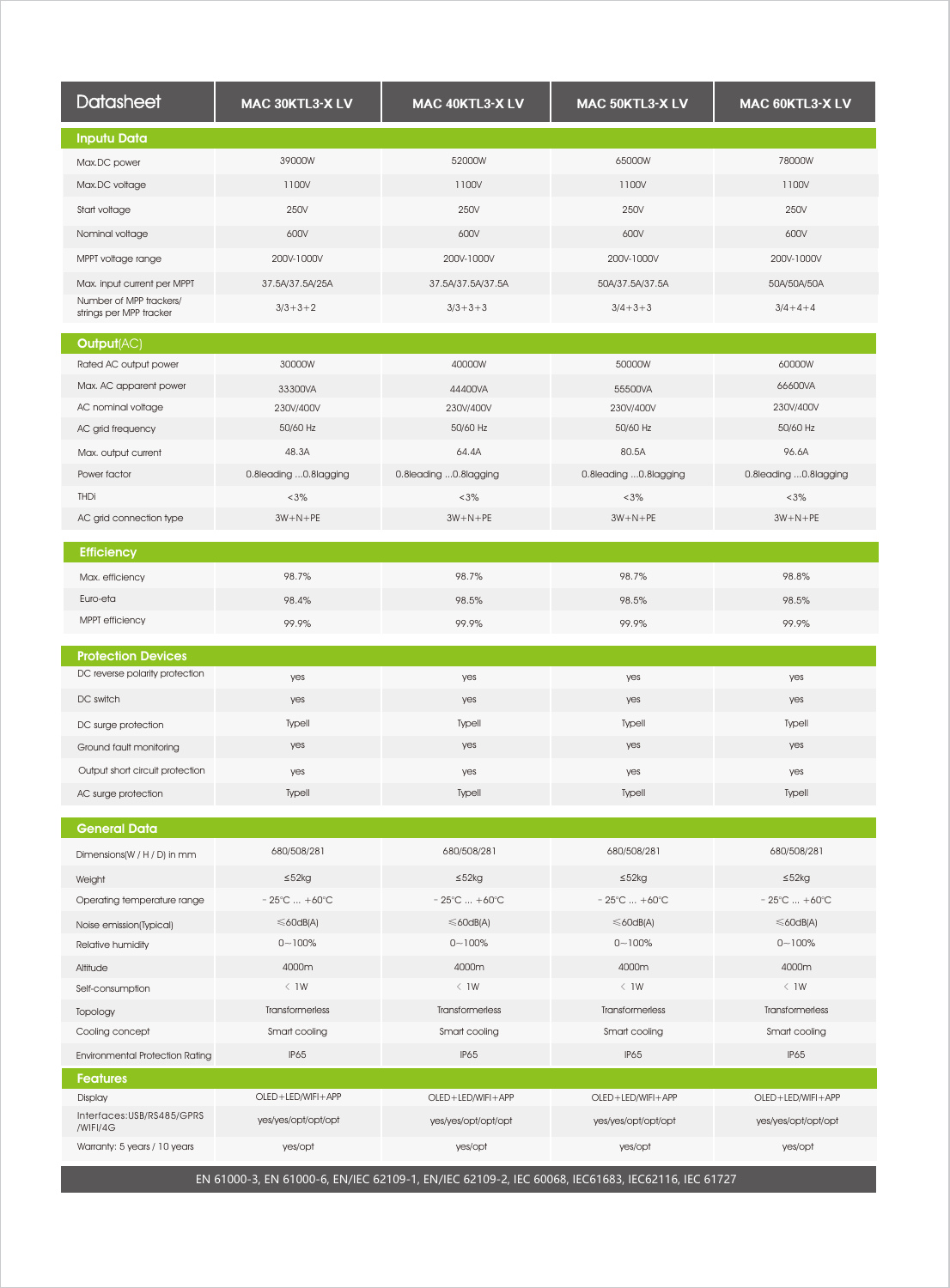| Datasheet | MAC 30KTL3-X LV | MAC 40KTL3-X LV | MAC 50KTL3-X LV | MAC 60KTL3-X LV |
|---|---|---|---|---|
| **Inputu Data** | | | | |
| Max.DC power | 39000W | 52000W | 65000W | 78000W |
| Max.DC voltage | 1100V | 1100V | 1100V | 1100V |
| Start voltage | 250V | 250V | 250V | 250V |
| Nominal voltage | 600V | 600V | 600V | 600V |
| MPPT voltage range | 200V-1000V | 200V-1000V | 200V-1000V | 200V-1000V |
| Max. input current per MPPT | 37.5A/37.5A/25A | 37.5A/37.5A/37.5A | 50A/37.5A/37.5A | 50A/50A/50A |
| Number of MPP trackers/ strings per MPP tracker | 3/3+3+2 | 3/3+3+3 | 3/4+3+3 | 3/4+4+4 |
| **Output(AC)** | | | | |
| Rated AC output power | 30000W | 40000W | 50000W | 60000W |
| Max. AC apparent power | 33300VA | 44400VA | 55500VA | 66600VA |
| AC nominal voltage | 230V/400V | 230V/400V | 230V/400V | 230V/400V |
| AC grid frequency | 50/60 Hz | 50/60 Hz | 50/60 Hz | 50/60 Hz |
| Max. output current | 48.3A | 64.4A | 80.5A | 96.6A |
| Power factor | 0.8leading ...0.8lagging | 0.8leading ...0.8lagging | 0.8leading ...0.8lagging | 0.8leading ...0.8lagging |
| THDi | <3% | <3% | <3% | <3% |
| AC grid connection type | 3W+N+PE | 3W+N+PE | 3W+N+PE | 3W+N+PE |
| **Efficiency** | | | | |
| Max. efficiency | 98.7% | 98.7% | 98.7% | 98.8% |
| Euro-eta | 98.4% | 98.5% | 98.5% | 98.5% |
| MPPT efficiency | 99.9% | 99.9% | 99.9% | 99.9% |
| **Protection Devices** | | | | |
| DC reverse polarity protection | yes | yes | yes | yes |
| DC switch | yes | yes | yes | yes |
| DC surge protection | TypeII | TypeII | TypeII | TypeII |
| Ground fault monitoring | yes | yes | yes | yes |
| Output short circuit protection | yes | yes | yes | yes |
| AC surge protection | TypeII | TypeII | TypeII | TypeII |
| **General Data** | | | | |
| Dimensions(W / H / D) in mm | 680/508/281 | 680/508/281 | 680/508/281 | 680/508/281 |
| Weight | ≤52kg | ≤52kg | ≤52kg | ≤52kg |
| Operating temperature range | - 25°C ... +60°C | - 25°C ... +60°C | - 25°C ... +60°C | - 25°C ... +60°C |
| Noise emission(Typical) | ≤60dB(A) | ≤60dB(A) | ≤60dB(A) | ≤60dB(A) |
| Relative humidity | 0~100% | 0~100% | 0~100% | 0~100% |
| Altitude | 4000m | 4000m | 4000m | 4000m |
| Self-consumption | < 1W | < 1W | < 1W | < 1W |
| Topology | Transformerless | Transformerless | Transformerless | Transformerless |
| Cooling concept | Smart cooling | Smart cooling | Smart cooling | Smart cooling |
| Environmental Protection Rating | IP65 | IP65 | IP65 | IP65 |
| **Features** | | | | |
| Display | OLED+LED/WIFI+APP | OLED+LED/WIFI+APP | OLED+LED/WIFI+APP | OLED+LED/WIFI+APP |
| Interfaces:USB/RS485/GPRS /WIFI/4G | yes/yes/opt/opt/opt | yes/yes/opt/opt/opt | yes/yes/opt/opt/opt | yes/yes/opt/opt/opt |
| Warranty: 5 years / 10 years | yes/opt | yes/opt | yes/opt | yes/opt |

EN 61000-3, EN 61000-6, EN/IEC 62109-1, EN/IEC 62109-2, IEC 60068, IEC61683, IEC62116, IEC 61727